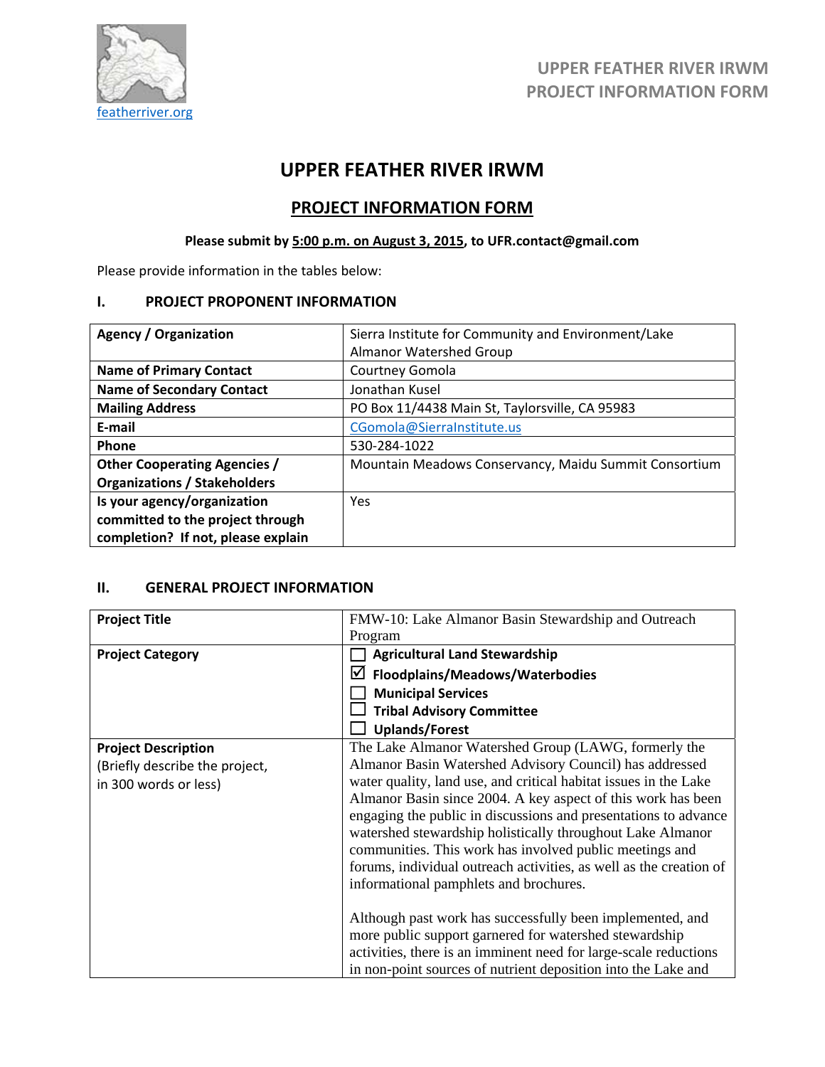featherriver.org

# UPPER FEATHER RIVER IRWM

## PROJECT INFORMATION FORM

**Please submit by 5:00 p.m. on August 3, 2015, to UFR.contact@gmail.com**

Please provide information in the tables below:

### I. PROJECT PROPONENT INFORMATION

| | |
|---|---|
| **Agency / Organization** | Sierra Institute for Community and Environment/Lake Almanor Watershed Group |
| **Name of Primary Contact** | Courtney Gomola |
| **Name of Secondary Contact** | Jonathan Kusel |
| **Mailing Address** | PO Box 11/4438 Main St, Taylorsville, CA 95983 |
| **E-mail** | CGomola@SierraInstitute.us |
| **Phone** | 530-284-1022 |
| **Other Cooperating Agencies / Organizations / Stakeholders** | Mountain Meadows Conservancy, Maidu Summit Consortium |
| **Is your agency/organization committed to the project through completion? If not, please explain** | Yes |

### II. GENERAL PROJECT INFORMATION

| | |
|---|---|
| **Project Title** | FMW-10: Lake Almanor Basin Stewardship and Outreach Program |
| **Project Category** | ☐ **Agricultural Land Stewardship**<br>☑ **Floodplains/Meadows/Waterbodies**<br>☐ **Municipal Services**<br>☐ **Tribal Advisory Committee**<br>☐ **Uplands/Forest** |
| **Project Description** (Briefly describe the project, in 300 words or less) | The Lake Almanor Watershed Group (LAWG, formerly the Almanor Basin Watershed Advisory Council) has addressed water quality, land use, and critical habitat issues in the Lake Almanor Basin since 2004. A key aspect of this work has been engaging the public in discussions and presentations to advance watershed stewardship holistically throughout Lake Almanor communities. This work has involved public meetings and forums, individual outreach activities, as well as the creation of informational pamphlets and brochures.<br><br>Although past work has successfully been implemented, and more public support garnered for watershed stewardship activities, there is an imminent need for large-scale reductions in non-point sources of nutrient deposition into the Lake and |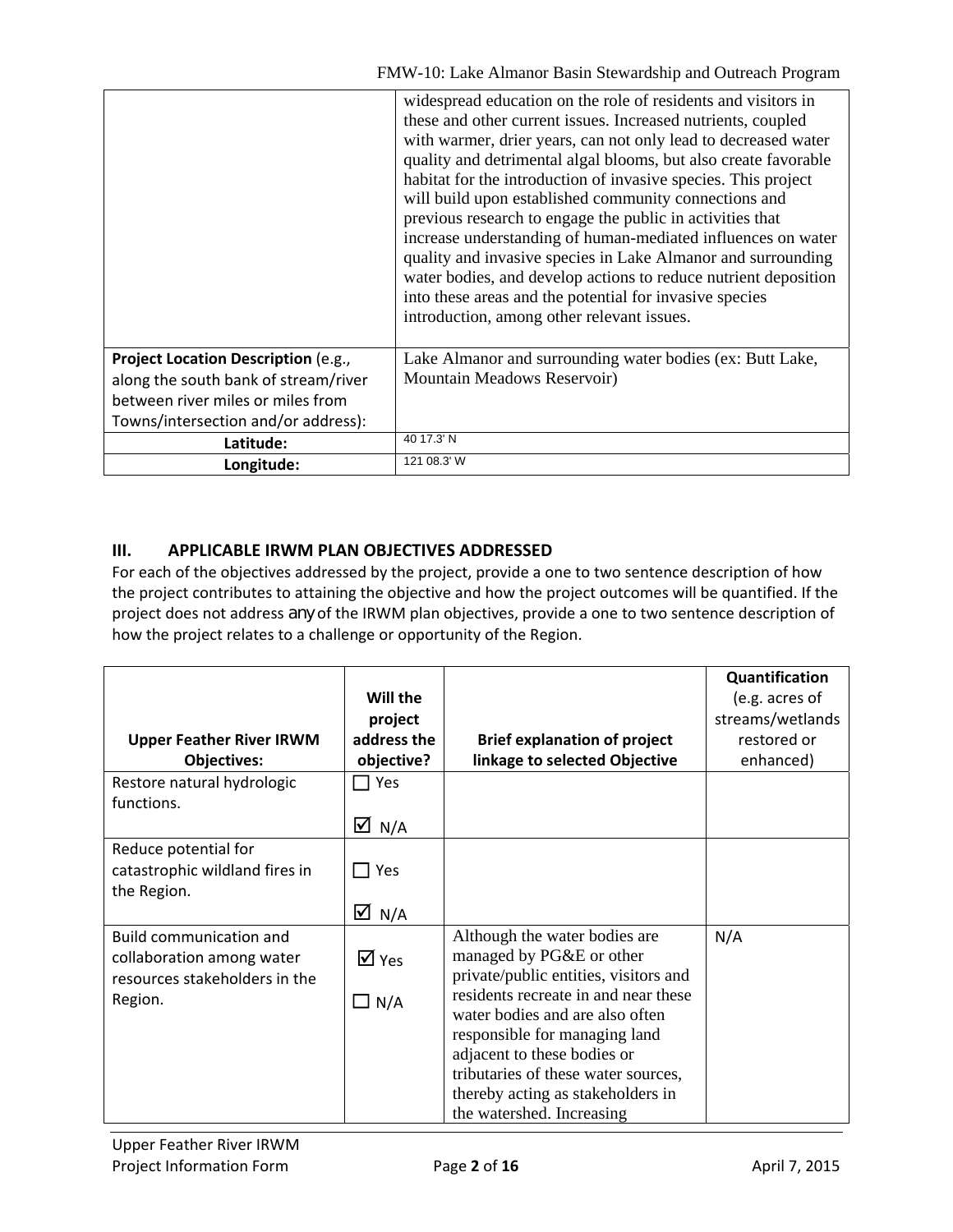| | |
|---|---|
| | widespread education on the role of residents and visitors in these and other current issues. Increased nutrients, coupled with warmer, drier years, can not only lead to decreased water quality and detrimental algal blooms, but also create favorable habitat for the introduction of invasive species. This project will build upon established community connections and previous research to engage the public in activities that increase understanding of human-mediated influences on water quality and invasive species in Lake Almanor and surrounding water bodies, and develop actions to reduce nutrient deposition into these areas and the potential for invasive species introduction, among other relevant issues. |
| **Project Location Description** (e.g., along the south bank of stream/river between river miles or miles from Towns/intersection and/or address): | Lake Almanor and surrounding water bodies (ex: Butt Lake, Mountain Meadows Reservoir) |
| **Latitude:** | 40 17.3' N |
| **Longitude:** | 121 08.3' W |

## III. APPLICABLE IRWM PLAN OBJECTIVES ADDRESSED

For each of the objectives addressed by the project, provide a one to two sentence description of how the project contributes to attaining the objective and how the project outcomes will be quantified. If the project does not address any of the IRWM plan objectives, provide a one to two sentence description of how the project relates to a challenge or opportunity of the Region.

| Upper Feather River IRWM Objectives: | Will the project address the objective? | Brief explanation of project linkage to selected Objective | Quantification (e.g. acres of streams/wetlands restored or enhanced) |
|---|---|---|---|
| Restore natural hydrologic functions. | ☐ Yes<br>☑ N/A | | |
| Reduce potential for catastrophic wildland fires in the Region. | ☐ Yes<br>☑ N/A | | |
| Build communication and collaboration among water resources stakeholders in the Region. | ☑ Yes<br>☐ N/A | Although the water bodies are managed by PG&E or other private/public entities, visitors and residents recreate in and near these water bodies and are also often responsible for managing land adjacent to these bodies or tributaries of these water sources, thereby acting as stakeholders in the watershed. Increasing | N/A |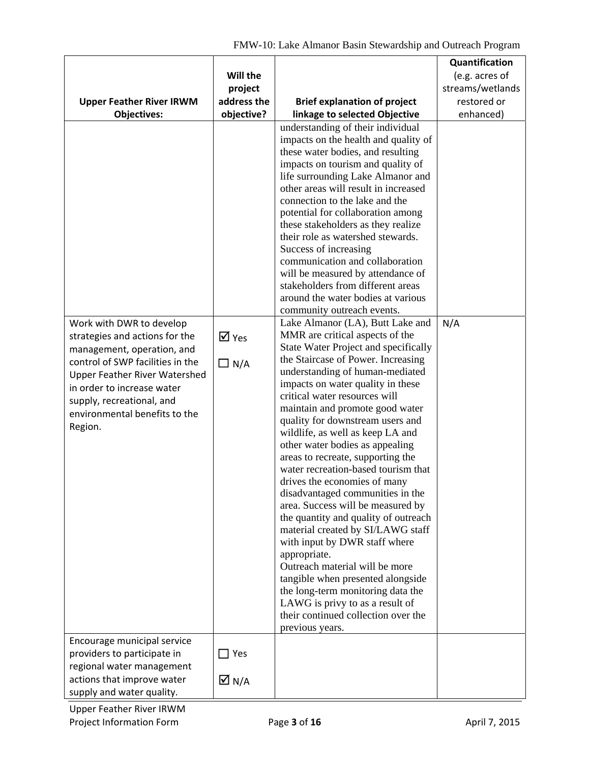| Upper Feather River IRWM Objectives: | Will the project address the objective? | Brief explanation of project linkage to selected Objective | Quantification (e.g. acres of streams/wetlands restored or enhanced) |
|---|---|---|---|
| | | understanding of their individual impacts on the health and quality of these water bodies, and resulting impacts on tourism and quality of life surrounding Lake Almanor and other areas will result in increased connection to the lake and the potential for collaboration among these stakeholders as they realize their role as watershed stewards. Success of increasing communication and collaboration will be measured by attendance of stakeholders from different areas around the water bodies at various community outreach events. | |
| Work with DWR to develop strategies and actions for the management, operation, and control of SWP facilities in the Upper Feather River Watershed in order to increase water supply, recreational, and environmental benefits to the Region. | ☑ Yes<br>☐ N/A | Lake Almanor (LA), Butt Lake and MMR are critical aspects of the State Water Project and specifically the Staircase of Power. Increasing understanding of human-mediated impacts on water quality in these critical water resources will maintain and promote good water quality for downstream users and wildlife, as well as keep LA and other water bodies as appealing areas to recreate, supporting the water recreation-based tourism that drives the economies of many disadvantaged communities in the area. Success will be measured by the quantity and quality of outreach material created by SI/LAWG staff with input by DWR staff where appropriate.<br>Outreach material will be more tangible when presented alongside the long-term monitoring data the LAWG is privy to as a result of their continued collection over the previous years. | N/A |
| Encourage municipal service providers to participate in regional water management actions that improve water supply and water quality. | ☐ Yes<br>☑ N/A | | |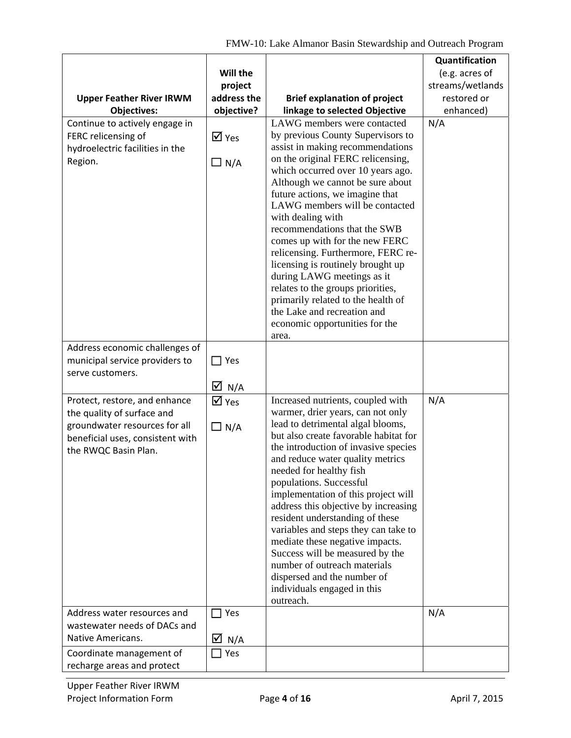| Upper Feather River IRWM Objectives: | Will the project address the objective? | Brief explanation of project linkage to selected Objective | Quantification (e.g. acres of streams/wetlands restored or enhanced) |
|---|---|---|---|
| Continue to actively engage in FERC relicensing of hydroelectric facilities in the Region. | ☑ Yes<br>☐ N/A | LAWG members were contacted by previous County Supervisors to assist in making recommendations on the original FERC relicensing, which occurred over 10 years ago. Although we cannot be sure about future actions, we imagine that LAWG members will be contacted with dealing with recommendations that the SWB comes up with for the new FERC relicensing. Furthermore, FERC re-licensing is routinely brought up during LAWG meetings as it relates to the groups priorities, primarily related to the health of the Lake and recreation and economic opportunities for the area. | N/A |
| Address economic challenges of municipal service providers to serve customers. | ☐ Yes<br>☑ N/A | | |
| Protect, restore, and enhance the quality of surface and groundwater resources for all beneficial uses, consistent with the RWQC Basin Plan. | ☑ Yes<br>☐ N/A | Increased nutrients, coupled with warmer, drier years, can not only lead to detrimental algal blooms, but also create favorable habitat for the introduction of invasive species and reduce water quality metrics needed for healthy fish populations. Successful implementation of this project will address this objective by increasing resident understanding of these variables and steps they can take to mediate these negative impacts. Success will be measured by the number of outreach materials dispersed and the number of individuals engaged in this outreach. | N/A |
| Address water resources and wastewater needs of DACs and Native Americans. | ☐ Yes<br>☑ N/A | | N/A |
| Coordinate management of recharge areas and protect | ☐ Yes | | |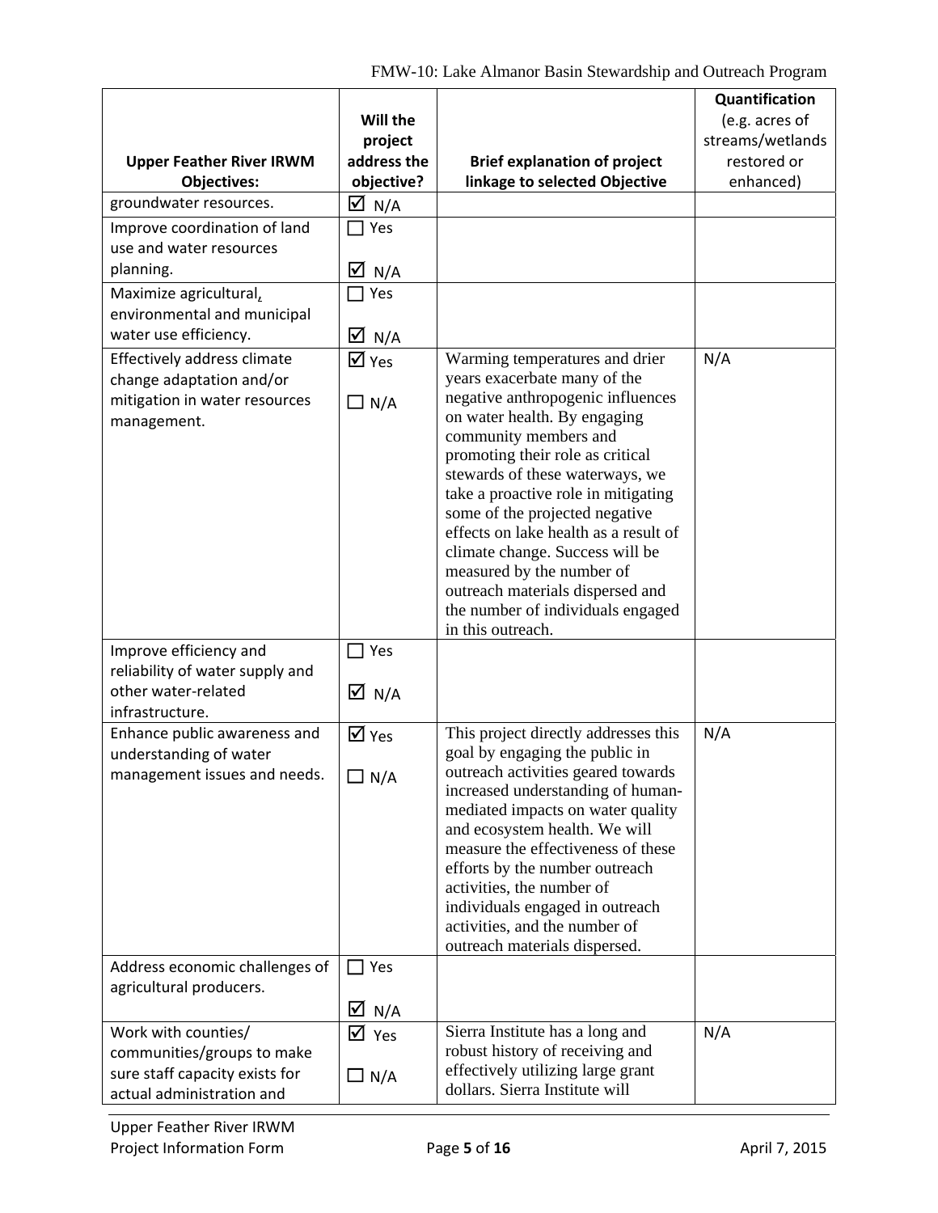| Upper Feather River IRWM Objectives: | Will the project address the objective? | Brief explanation of project linkage to selected Objective | Quantification (e.g. acres of streams/wetlands restored or enhanced) |
|---|---|---|---|
| groundwater resources. | ☑ N/A | | |
| Improve coordination of land use and water resources planning. | ☐ Yes ☑ N/A | | |
| Maximize agricultural, environmental and municipal water use efficiency. | ☐ Yes ☑ N/A | | |
| Effectively address climate change adaptation and/or mitigation in water resources management. | ☑ Yes ☐ N/A | Warming temperatures and drier years exacerbate many of the negative anthropogenic influences on water health. By engaging community members and promoting their role as critical stewards of these waterways, we take a proactive role in mitigating some of the projected negative effects on lake health as a result of climate change. Success will be measured by the number of outreach materials dispersed and the number of individuals engaged in this outreach. | N/A |
| Improve efficiency and reliability of water supply and other water-related infrastructure. | ☐ Yes ☑ N/A | | |
| Enhance public awareness and understanding of water management issues and needs. | ☑ Yes ☐ N/A | This project directly addresses this goal by engaging the public in outreach activities geared towards increased understanding of human-mediated impacts on water quality and ecosystem health. We will measure the effectiveness of these efforts by the number outreach activities, the number of individuals engaged in outreach activities, and the number of outreach materials dispersed. | N/A |
| Address economic challenges of agricultural producers. | ☐ Yes ☑ N/A | | |
| Work with counties/ communities/groups to make sure staff capacity exists for actual administration and | ☑ Yes ☐ N/A | Sierra Institute has a long and robust history of receiving and effectively utilizing large grant dollars. Sierra Institute will | N/A |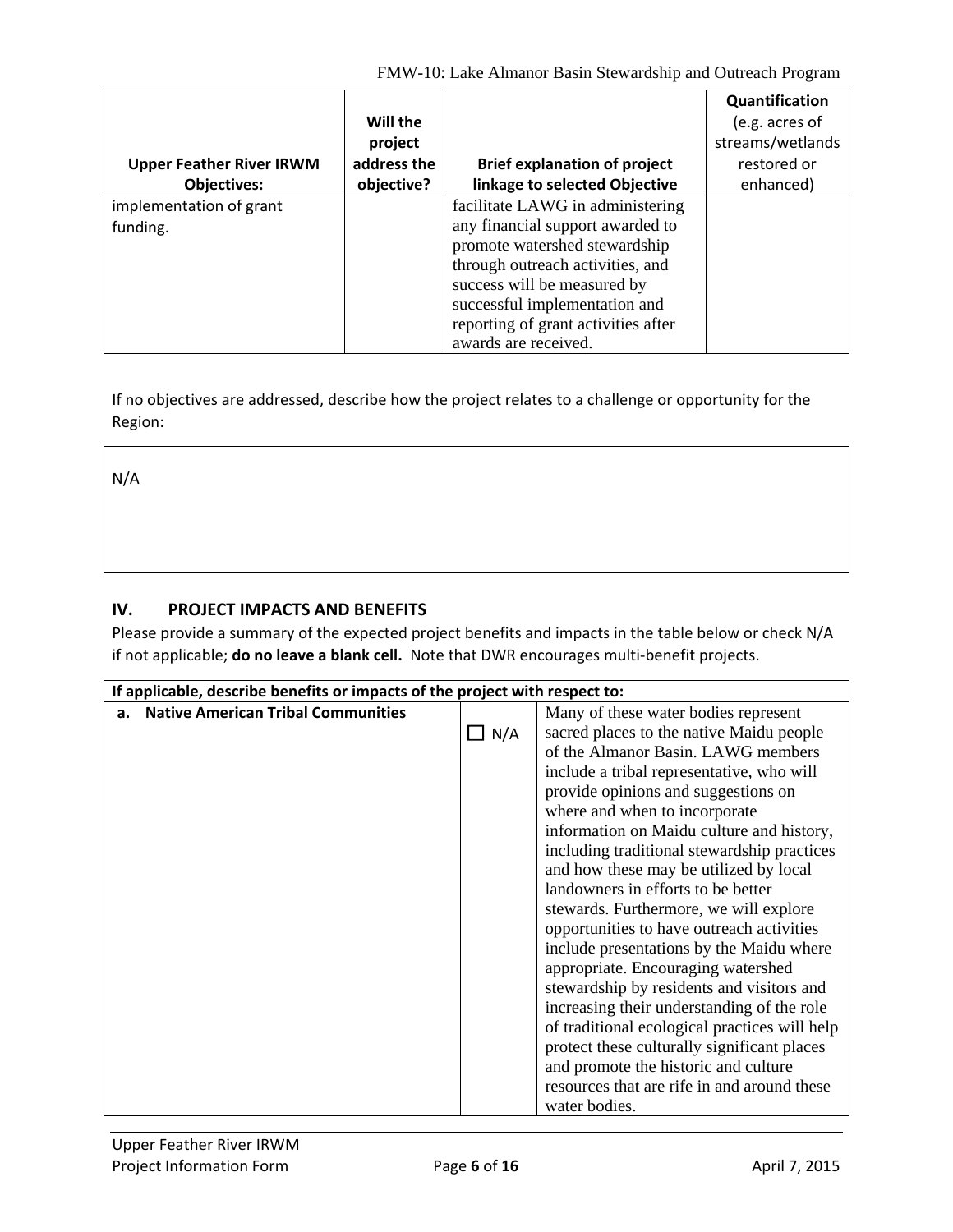| Upper Feather River IRWM Objectives: | Will the project address the objective? | Brief explanation of project linkage to selected Objective | Quantification (e.g. acres of streams/wetlands restored or enhanced) |
|---|---|---|---|
| implementation of grant funding. | | facilitate LAWG in administering any financial support awarded to promote watershed stewardship through outreach activities, and success will be measured by successful implementation and reporting of grant activities after awards are received. | |

If no objectives are addressed, describe how the project relates to a challenge or opportunity for the Region:

N/A

## IV. PROJECT IMPACTS AND BENEFITS

Please provide a summary of the expected project benefits and impacts in the table below or check N/A if not applicable; **do no leave a blank cell.** Note that DWR encourages multi-benefit projects.

| If applicable, describe benefits or impacts of the project with respect to: | | |
|---|---|---|
| **a. Native American Tribal Communities** | ☐ N/A | Many of these water bodies represent sacred places to the native Maidu people of the Almanor Basin. LAWG members include a tribal representative, who will provide opinions and suggestions on where and when to incorporate information on Maidu culture and history, including traditional stewardship practices and how these may be utilized by local landowners in efforts to be better stewards. Furthermore, we will explore opportunities to have outreach activities include presentations by the Maidu where appropriate. Encouraging watershed stewardship by residents and visitors and increasing their understanding of the role of traditional ecological practices will help protect these culturally significant places and promote the historic and culture resources that are rife in and around these water bodies. |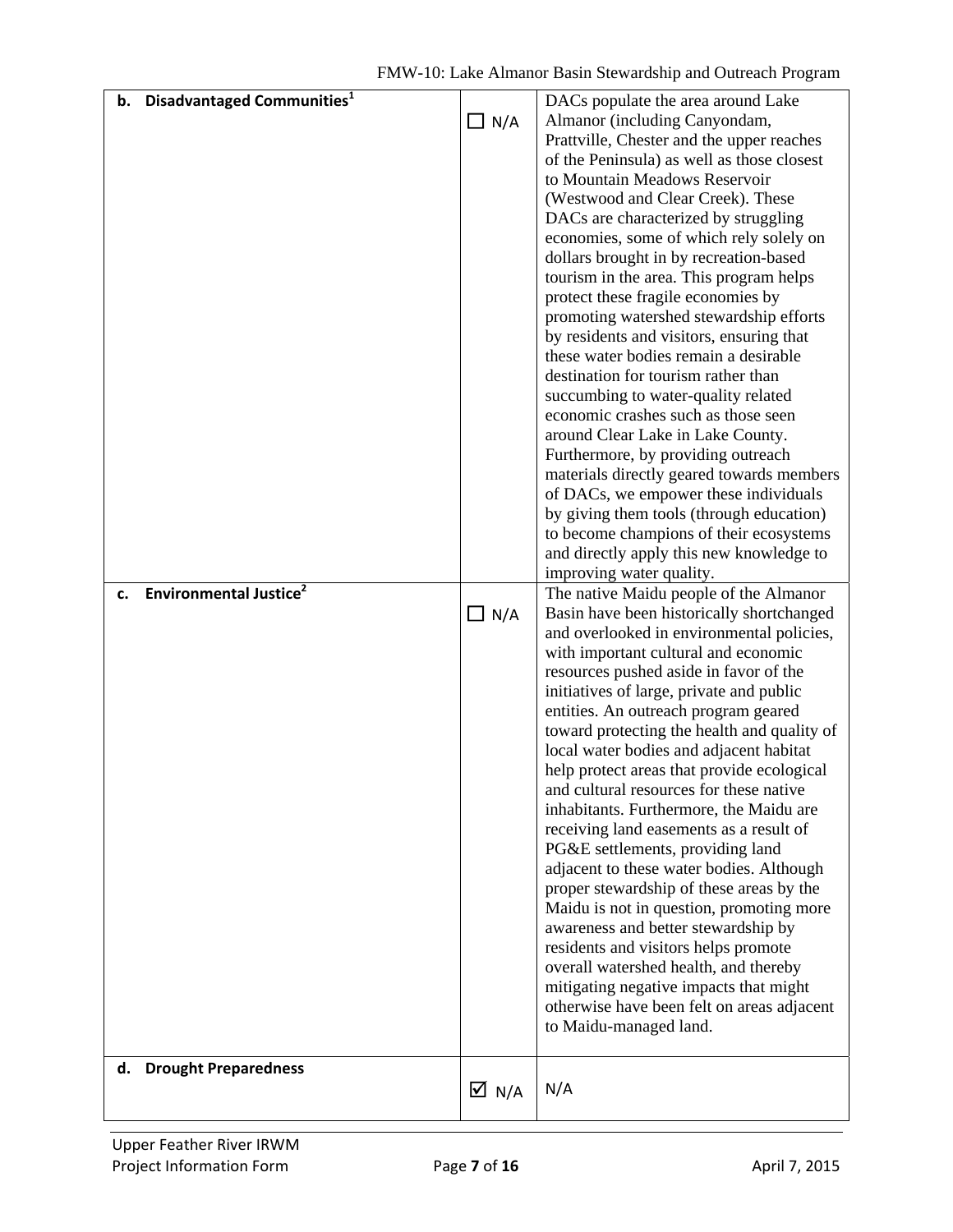| | | |
|---|---|---|
| **b. Disadvantaged Communities**[1] | ☐ N/A | DACs populate the area around Lake Almanor (including Canyondam, Prattville, Chester and the upper reaches of the Peninsula) as well as those closest to Mountain Meadows Reservoir (Westwood and Clear Creek). These DACs are characterized by struggling economies, some of which rely solely on dollars brought in by recreation-based tourism in the area. This program helps protect these fragile economies by promoting watershed stewardship efforts by residents and visitors, ensuring that these water bodies remain a desirable destination for tourism rather than succumbing to water-quality related economic crashes such as those seen around Clear Lake in Lake County. Furthermore, by providing outreach materials directly geared towards members of DACs, we empower these individuals by giving them tools (through education) to become champions of their ecosystems and directly apply this new knowledge to improving water quality. |
| **c. Environmental Justice**[2] | ☐ N/A | The native Maidu people of the Almanor Basin have been historically shortchanged and overlooked in environmental policies, with important cultural and economic resources pushed aside in favor of the initiatives of large, private and public entities. An outreach program geared toward protecting the health and quality of local water bodies and adjacent habitat help protect areas that provide ecological and cultural resources for these native inhabitants. Furthermore, the Maidu are receiving land easements as a result of PG&E settlements, providing land adjacent to these water bodies. Although proper stewardship of these areas by the Maidu is not in question, promoting more awareness and better stewardship by residents and visitors helps promote overall watershed health, and thereby mitigating negative impacts that might otherwise have been felt on areas adjacent to Maidu-managed land. |
| **d. Drought Preparedness** | ☑ N/A | N/A |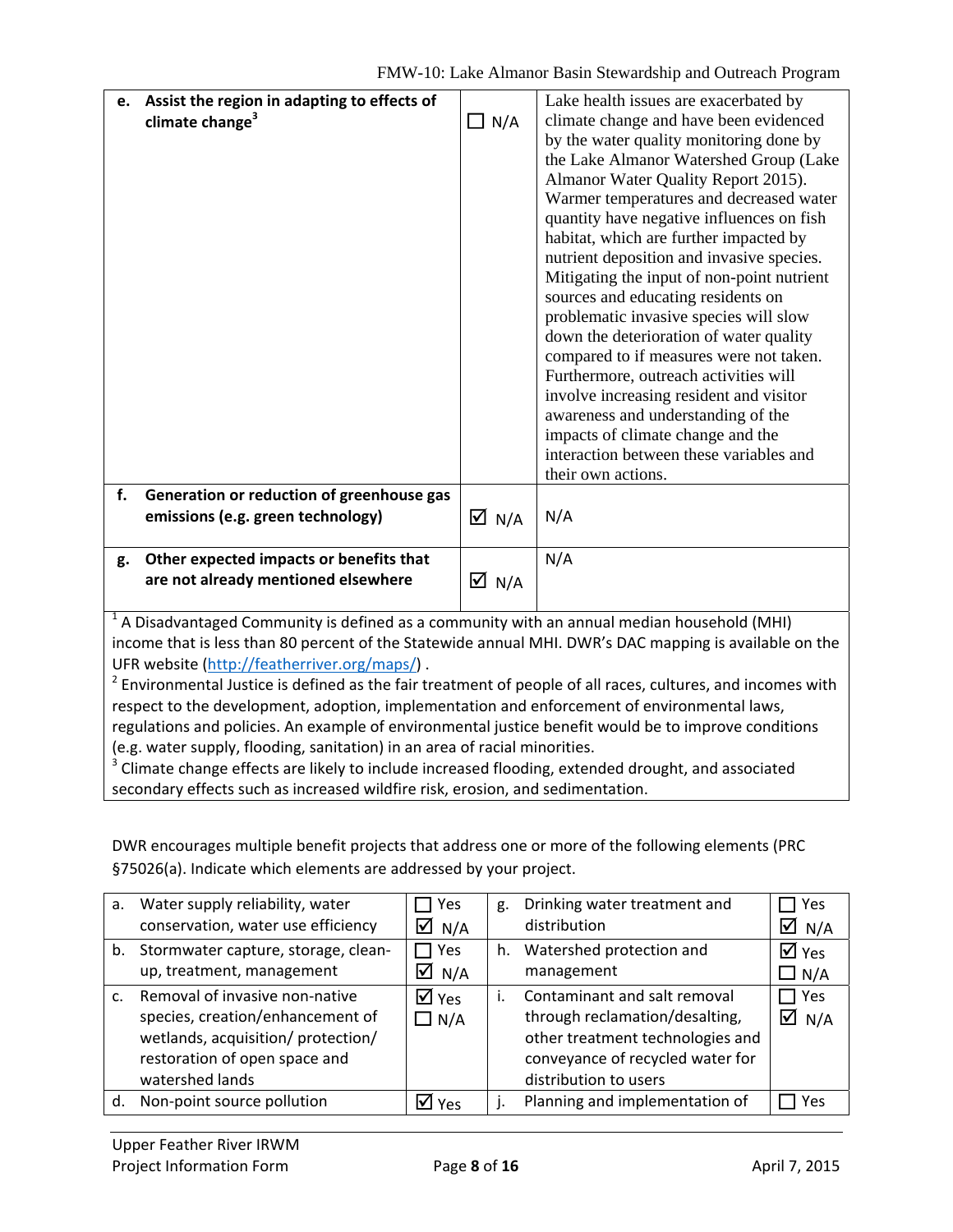| | | |
|---|---|---|
| **e. Assist the region in adapting to effects of climate change**[3] | ☐ N/A | Lake health issues are exacerbated by climate change and have been evidenced by the water quality monitoring done by the Lake Almanor Watershed Group (Lake Almanor Water Quality Report 2015). Warmer temperatures and decreased water quantity have negative influences on fish habitat, which are further impacted by nutrient deposition and invasive species. Mitigating the input of non-point nutrient sources and educating residents on problematic invasive species will slow down the deterioration of water quality compared to if measures were not taken. Furthermore, outreach activities will involve increasing resident and visitor awareness and understanding of the impacts of climate change and the interaction between these variables and their own actions. |
| **f. Generation or reduction of greenhouse gas emissions (e.g. green technology)** | ☑ N/A | N/A |
| **g. Other expected impacts or benefits that are not already mentioned elsewhere** | ☑ N/A | N/A |

[1] A Disadvantaged Community is defined as a community with an annual median household (MHI) income that is less than 80 percent of the Statewide annual MHI. DWR's DAC mapping is available on the UFR website (http://featherriver.org/maps/) .
[2] Environmental Justice is defined as the fair treatment of people of all races, cultures, and incomes with respect to the development, adoption, implementation and enforcement of environmental laws, regulations and policies. An example of environmental justice benefit would be to improve conditions (e.g. water supply, flooding, sanitation) in an area of racial minorities.
[3] Climate change effects are likely to include increased flooding, extended drought, and associated secondary effects such as increased wildfire risk, erosion, and sedimentation.

DWR encourages multiple benefit projects that address one or more of the following elements (PRC §75026(a). Indicate which elements are addressed by your project.

| | | | | | |
|---|---|---|---|---|---|
| a. | Water supply reliability, water conservation, water use efficiency | ☐ Yes ☑ N/A | g. | Drinking water treatment and distribution | ☐ Yes ☑ N/A |
| b. | Stormwater capture, storage, clean-up, treatment, management | ☐ Yes ☑ N/A | h. | Watershed protection and management | ☑ Yes ☐ N/A |
| c. | Removal of invasive non-native species, creation/enhancement of wetlands, acquisition/ protection/ restoration of open space and watershed lands | ☑ Yes ☐ N/A | i. | Contaminant and salt removal through reclamation/desalting, other treatment technologies and conveyance of recycled water for distribution to users | ☐ Yes ☑ N/A |
| d. | Non-point source pollution | ☑ Yes | j. | Planning and implementation of | ☐ Yes |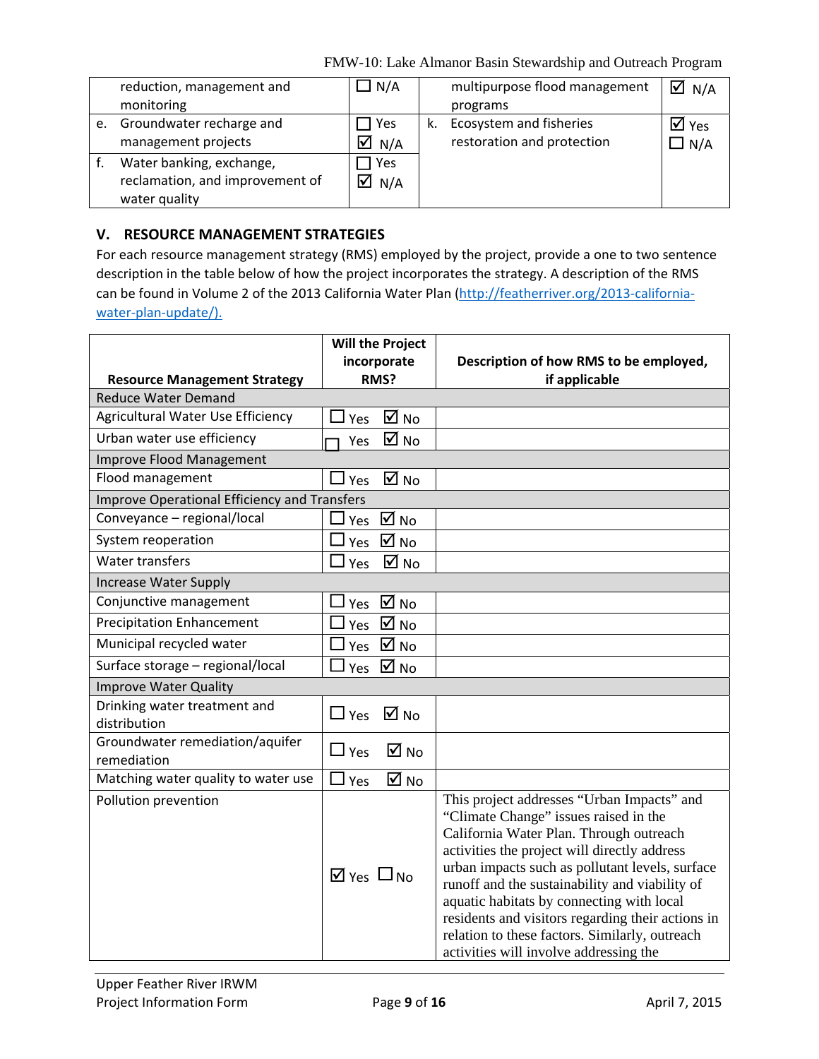| | | | |
|---|---|---|---|
| reduction, management and monitoring | ☐ N/A | multipurpose flood management programs | ☑ N/A |
| e. Groundwater recharge and management projects | ☐ Yes ☑ N/A | k. Ecosystem and fisheries restoration and protection | ☑ Yes ☐ N/A |
| f. Water banking, exchange, reclamation, and improvement of water quality | ☐ Yes ☑ N/A | | |

## V. RESOURCE MANAGEMENT STRATEGIES

For each resource management strategy (RMS) employed by the project, provide a one to two sentence description in the table below of how the project incorporates the strategy. A description of the RMS can be found in Volume 2 of the 2013 California Water Plan (http://featherriver.org/2013-california-water-plan-update/).

| Resource Management Strategy | Will the Project incorporate RMS? | Description of how RMS to be employed, if applicable |
|---|---|---|
| **Reduce Water Demand** | | |
| Agricultural Water Use Efficiency | ☐ Yes ☑ No | |
| Urban water use efficiency | ☐ Yes ☑ No | |
| **Improve Flood Management** | | |
| Flood management | ☐ Yes ☑ No | |
| **Improve Operational Efficiency and Transfers** | | |
| Conveyance – regional/local | ☐ Yes ☑ No | |
| System reoperation | ☐ Yes ☑ No | |
| Water transfers | ☐ Yes ☑ No | |
| **Increase Water Supply** | | |
| Conjunctive management | ☐ Yes ☑ No | |
| Precipitation Enhancement | ☐ Yes ☑ No | |
| Municipal recycled water | ☐ Yes ☑ No | |
| Surface storage – regional/local | ☐ Yes ☑ No | |
| **Improve Water Quality** | | |
| Drinking water treatment and distribution | ☐ Yes ☑ No | |
| Groundwater remediation/aquifer remediation | ☐ Yes ☑ No | |
| Matching water quality to water use | ☐ Yes ☑ No | |
| Pollution prevention | ☑ Yes ☐ No | This project addresses "Urban Impacts" and "Climate Change" issues raised in the California Water Plan. Through outreach activities the project will directly address urban impacts such as pollutant levels, surface runoff and the sustainability and viability of aquatic habitats by connecting with local residents and visitors regarding their actions in relation to these factors. Similarly, outreach activities will involve addressing the |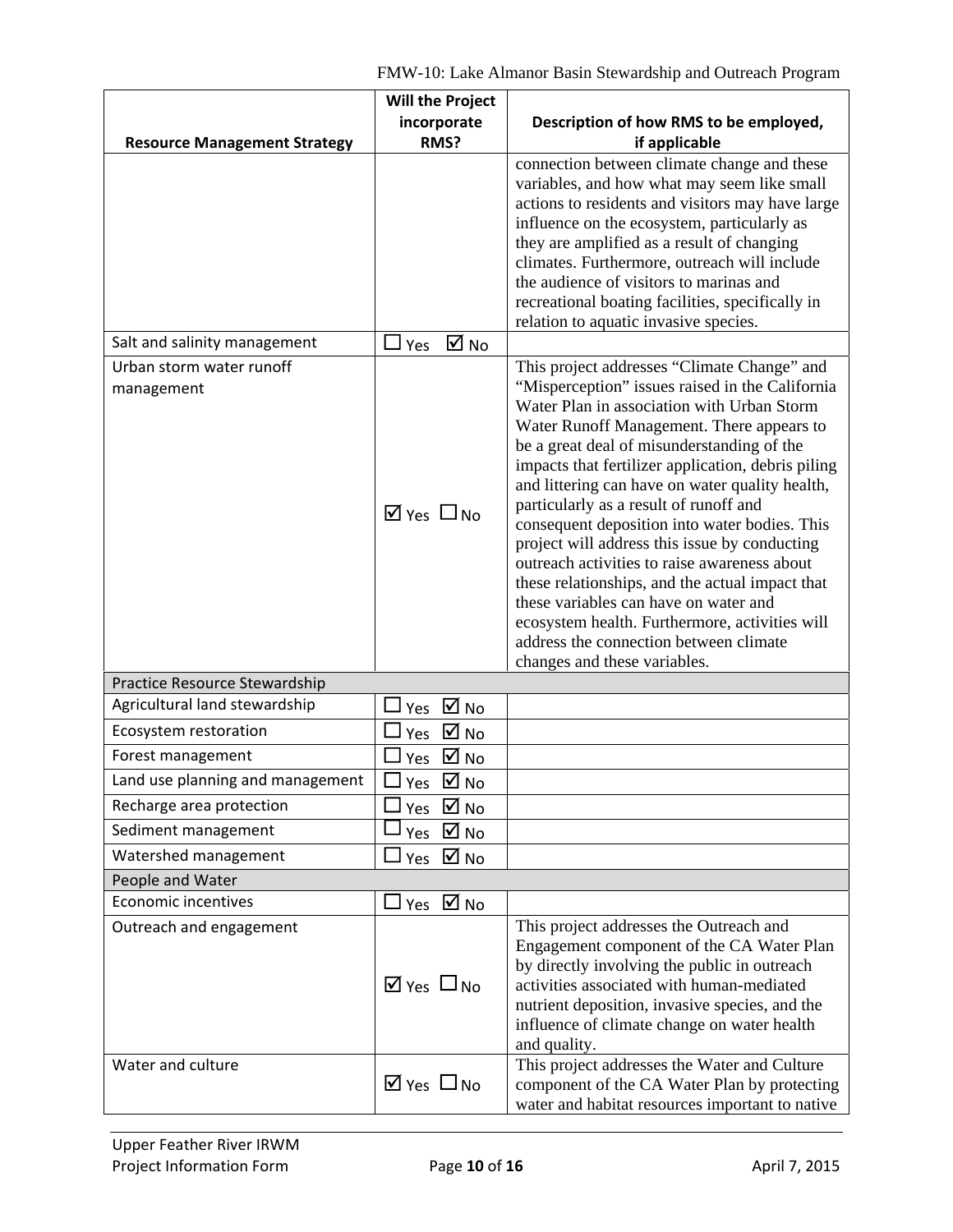| Resource Management Strategy | Will the Project incorporate RMS? | Description of how RMS to be employed, if applicable |
|---|---|---|
| | | connection between climate change and these variables, and how what may seem like small actions to residents and visitors may have large influence on the ecosystem, particularly as they are amplified as a result of changing climates. Furthermore, outreach will include the audience of visitors to marinas and recreational boating facilities, specifically in relation to aquatic invasive species. |
| Salt and salinity management | ☐ Yes ☑ No | |
| Urban storm water runoff management | ☑ Yes ☐ No | This project addresses "Climate Change" and "Misperception" issues raised in the California Water Plan in association with Urban Storm Water Runoff Management. There appears to be a great deal of misunderstanding of the impacts that fertilizer application, debris piling and littering can have on water quality health, particularly as a result of runoff and consequent deposition into water bodies. This project will address this issue by conducting outreach activities to raise awareness about these relationships, and the actual impact that these variables can have on water and ecosystem health. Furthermore, activities will address the connection between climate changes and these variables. |
| **Practice Resource Stewardship** | | |
| Agricultural land stewardship | ☐ Yes ☑ No | |
| Ecosystem restoration | ☐ Yes ☑ No | |
| Forest management | ☐ Yes ☑ No | |
| Land use planning and management | ☐ Yes ☑ No | |
| Recharge area protection | ☐ Yes ☑ No | |
| Sediment management | ☐ Yes ☑ No | |
| Watershed management | ☐ Yes ☑ No | |
| **People and Water** | | |
| Economic incentives | ☐ Yes ☑ No | |
| Outreach and engagement | ☑ Yes ☐ No | This project addresses the Outreach and Engagement component of the CA Water Plan by directly involving the public in outreach activities associated with human-mediated nutrient deposition, invasive species, and the influence of climate change on water health and quality. |
| Water and culture | ☑ Yes ☐ No | This project addresses the Water and Culture component of the CA Water Plan by protecting water and habitat resources important to native |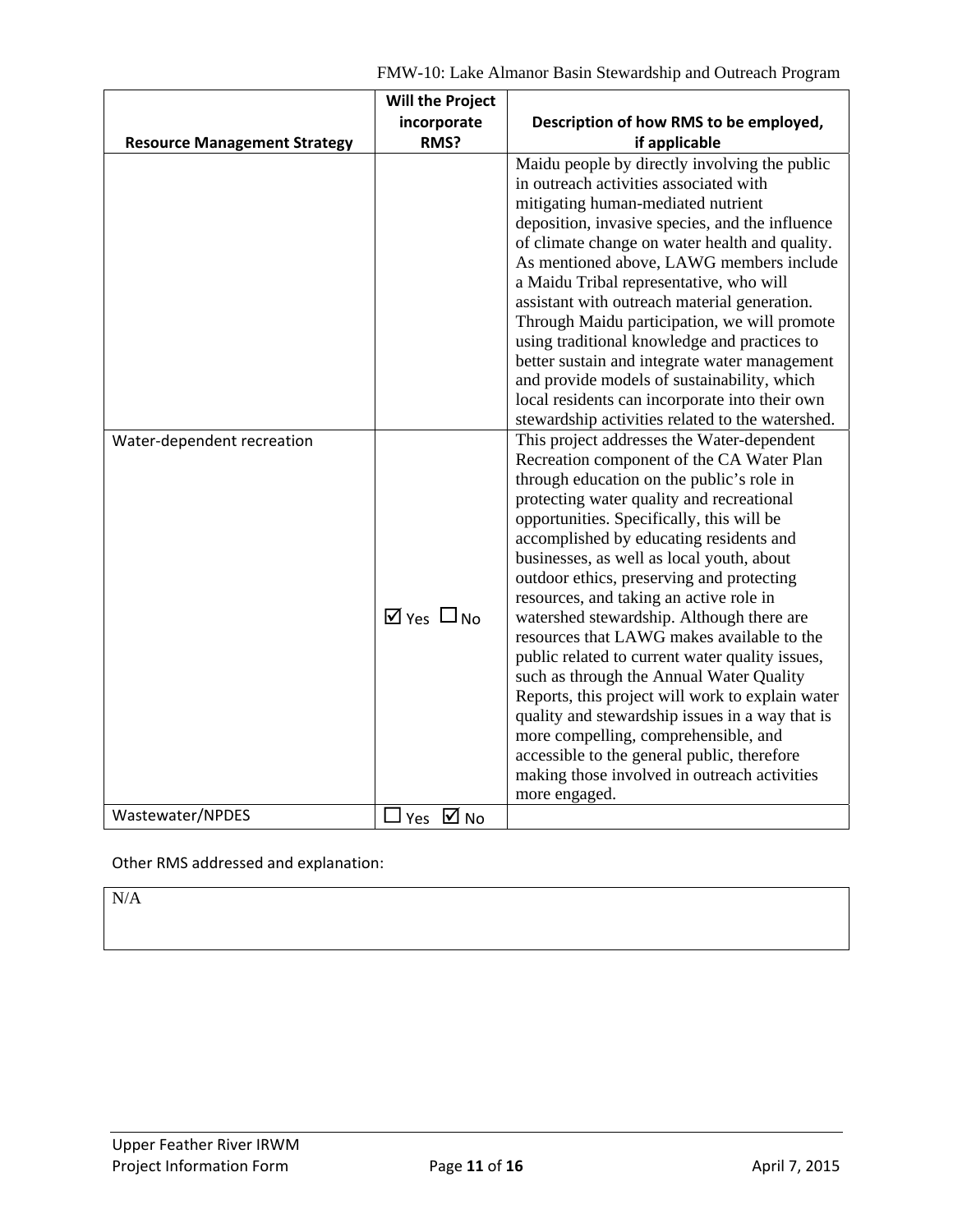| Resource Management Strategy | Will the Project incorporate RMS? | Description of how RMS to be employed, if applicable |
|---|---|---|
| | | Maidu people by directly involving the public in outreach activities associated with mitigating human-mediated nutrient deposition, invasive species, and the influence of climate change on water health and quality. As mentioned above, LAWG members include a Maidu Tribal representative, who will assistant with outreach material generation. Through Maidu participation, we will promote using traditional knowledge and practices to better sustain and integrate water management and provide models of sustainability, which local residents can incorporate into their own stewardship activities related to the watershed. |
| Water-dependent recreation | ☑ Yes ☐ No | This project addresses the Water-dependent Recreation component of the CA Water Plan through education on the public's role in protecting water quality and recreational opportunities. Specifically, this will be accomplished by educating residents and businesses, as well as local youth, about outdoor ethics, preserving and protecting resources, and taking an active role in watershed stewardship. Although there are resources that LAWG makes available to the public related to current water quality issues, such as through the Annual Water Quality Reports, this project will work to explain water quality and stewardship issues in a way that is more compelling, comprehensible, and accessible to the general public, therefore making those involved in outreach activities more engaged. |
| Wastewater/NPDES | ☐ Yes ☑ No | |

Other RMS addressed and explanation:

| N/A |
|---|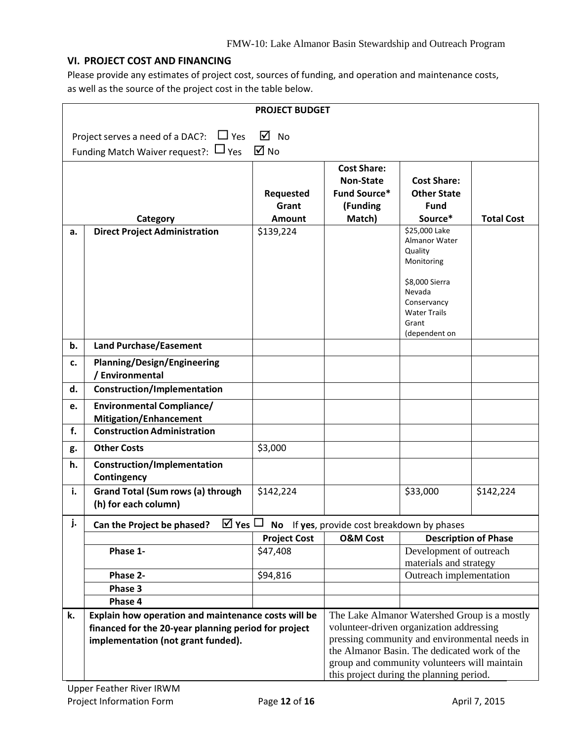## VI. PROJECT COST AND FINANCING

Please provide any estimates of project cost, sources of funding, and operation and maintenance costs, as well as the source of the project cost in the table below.

**PROJECT BUDGET**

Project serves a need of a DAC?: ☐ Yes ☑ No

Funding Match Waiver request?: ☐ Yes ☑ No

| | Category | Requested Grant Amount | Cost Share: Non-State Fund Source* (Funding Match) | Cost Share: Other State Fund Source* | Total Cost |
|---|---|---|---|---|---|
| a. | **Direct Project Administration** | $139,224 | | $25,000 Lake Almanor Water Quality Monitoring<br><br>$8,000 Sierra Nevada Conservancy Water Trails Grant (dependent on | |
| b. | **Land Purchase/Easement** | | | | |
| c. | **Planning/Design/Engineering / Environmental** | | | | |
| d. | **Construction/Implementation** | | | | |
| e. | **Environmental Compliance/ Mitigation/Enhancement** | | | | |
| f. | **Construction Administration** | | | | |
| g. | **Other Costs** | $3,000 | | | |
| h. | **Construction/Implementation Contingency** | | | | |
| i. | **Grand Total (Sum rows (a) through (h) for each column)** | $142,224 | | $33,000 | $142,224 |

| j. | **Can the Project be phased?** ☑ **Yes** ☐ **No** If **yes**, provide cost breakdown by phases | | | |
|---|---|---|---|---|
| | | **Project Cost** | **O&M Cost** | **Description of Phase** |
| | **Phase 1-** | $47,408 | | Development of outreach materials and strategy |
| | **Phase 2-** | $94,816 | | Outreach implementation |
| | **Phase 3** | | | |
| | **Phase 4** | | | |

| k. | **Explain how operation and maintenance costs will be financed for the 20-year planning period for project implementation (not grant funded).** | The Lake Almanor Watershed Group is a mostly volunteer-driven organization addressing pressing community and environmental needs in the Almanor Basin. The dedicated work of the group and community volunteers will maintain this project during the planning period. |
|---|---|---|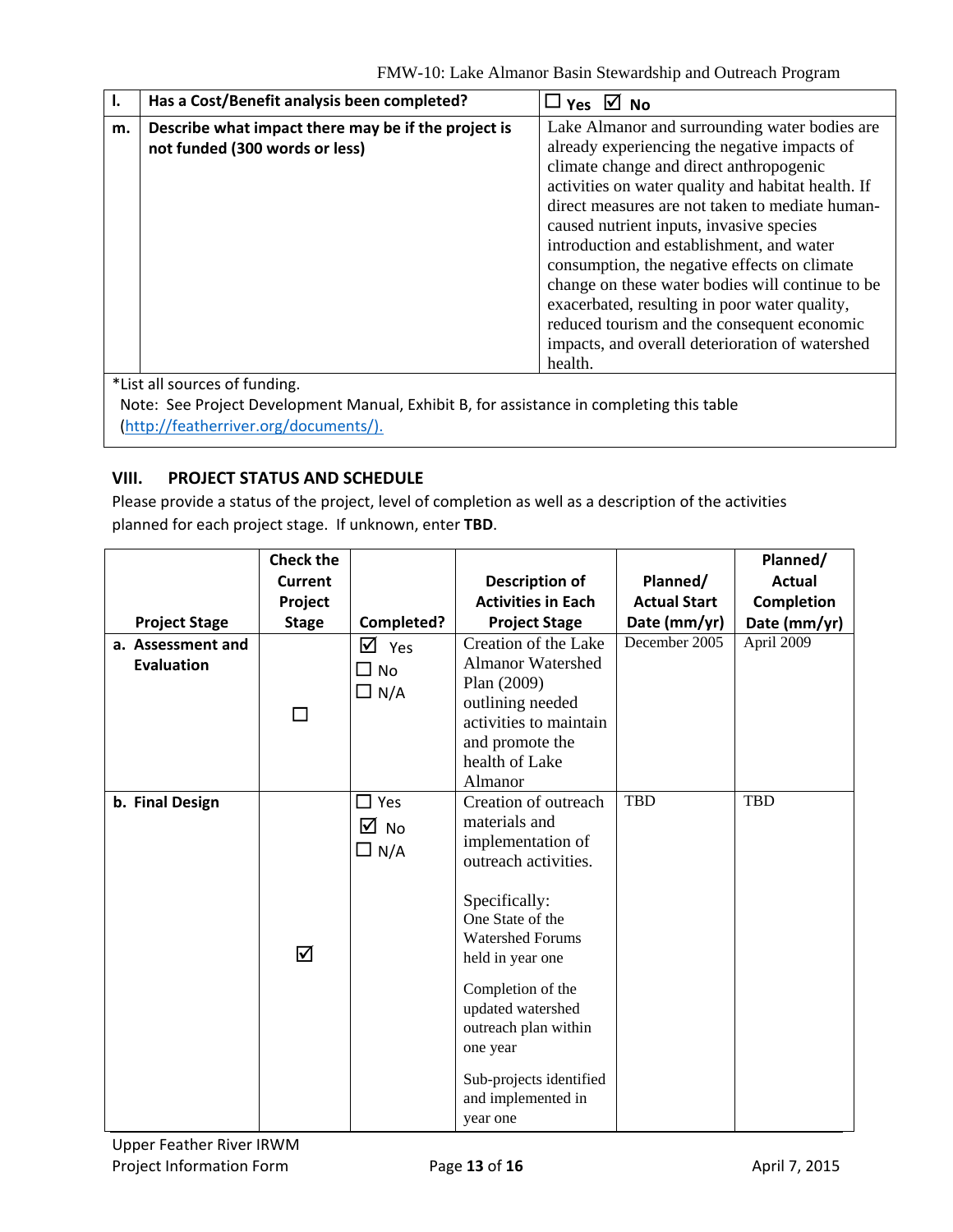| l. | Has a Cost/Benefit analysis been completed? | ☐ Yes ☑ No |
|---|---|---|
| m. | Describe what impact there may be if the project is not funded (300 words or less) | Lake Almanor and surrounding water bodies are already experiencing the negative impacts of climate change and direct anthropogenic activities on water quality and habitat health. If direct measures are not taken to mediate human-caused nutrient inputs, invasive species introduction and establishment, and water consumption, the negative effects on climate change on these water bodies will continue to be exacerbated, resulting in poor water quality, reduced tourism and the consequent economic impacts, and overall deterioration of watershed health. |

*List all sources of funding.

Note: See Project Development Manual, Exhibit B, for assistance in completing this table (http://featherriver.org/documents/).

## VIII. PROJECT STATUS AND SCHEDULE

Please provide a status of the project, level of completion as well as a description of the activities planned for each project stage. If unknown, enter **TBD**.

| Project Stage | Check the Current Project Stage | Completed? | Description of Activities in Each Project Stage | Planned/ Actual Start Date (mm/yr) | Planned/ Actual Completion Date (mm/yr) |
|---|---|---|---|---|---|
| a. Assessment and Evaluation | ☐ | ☑ Yes ☐ No ☐ N/A | Creation of the Lake Almanor Watershed Plan (2009) outlining needed activities to maintain and promote the health of Lake Almanor | December 2005 | April 2009 |
| b. Final Design | ☑ | ☐ Yes ☑ No ☐ N/A | Creation of outreach materials and implementation of outreach activities.<br><br>Specifically:<br>One State of the Watershed Forums held in year one<br><br>Completion of the updated watershed outreach plan within one year<br><br>Sub-projects identified and implemented in year one | TBD | TBD |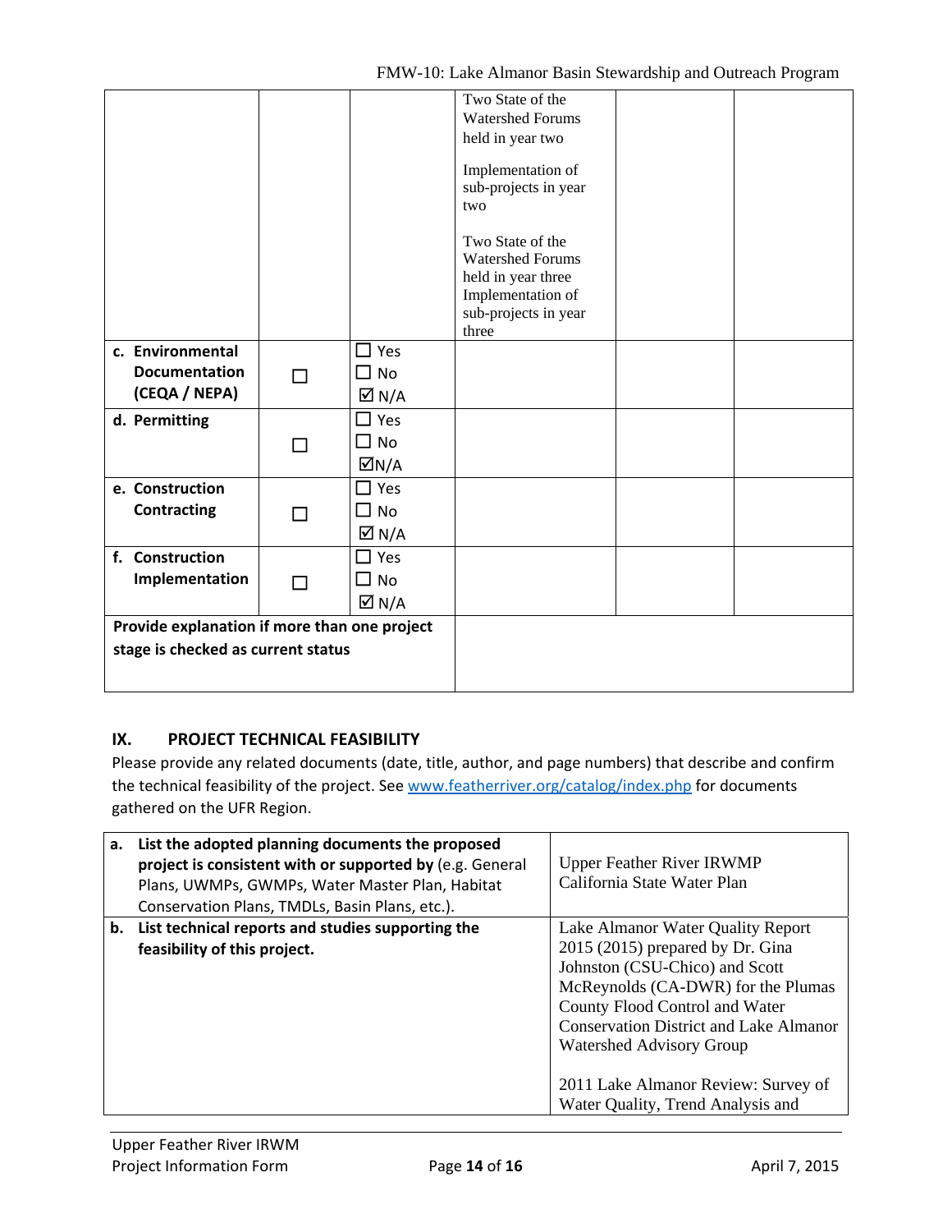| | | | | | |
|---|---|---|---|---|---|
| | | | Two State of the Watershed Forums held in year two<br><br>Implementation of sub-projects in year two<br><br>Two State of the Watershed Forums held in year three<br>Implementation of sub-projects in year three | | |
| **c. Environmental Documentation (CEQA / NEPA)** | ☐ | ☐ Yes<br>☐ No<br>☑ N/A | | | |
| **d. Permitting** | ☐ | ☐ Yes<br>☐ No<br>☑N/A | | | |
| **e. Construction Contracting** | ☐ | ☐ Yes<br>☐ No<br>☑ N/A | | | |
| **f. Construction Implementation** | ☐ | ☐ Yes<br>☐ No<br>☑ N/A | | | |
| **Provide explanation if more than one project stage is checked as current status** | | | | | |

## IX. PROJECT TECHNICAL FEASIBILITY

Please provide any related documents (date, title, author, and page numbers) that describe and confirm the technical feasibility of the project. See www.featherriver.org/catalog/index.php for documents gathered on the UFR Region.

| | |
|---|---|
| **a. List the adopted planning documents the proposed project is consistent with or supported by** (e.g. General Plans, UWMPs, GWMPs, Water Master Plan, Habitat Conservation Plans, TMDLs, Basin Plans, etc.). | Upper Feather River IRWMP<br>California State Water Plan |
| **b. List technical reports and studies supporting the feasibility of this project.** | Lake Almanor Water Quality Report 2015 (2015) prepared by Dr. Gina Johnston (CSU-Chico) and Scott McReynolds (CA-DWR) for the Plumas County Flood Control and Water Conservation District and Lake Almanor Watershed Advisory Group<br><br>2011 Lake Almanor Review: Survey of Water Quality, Trend Analysis and |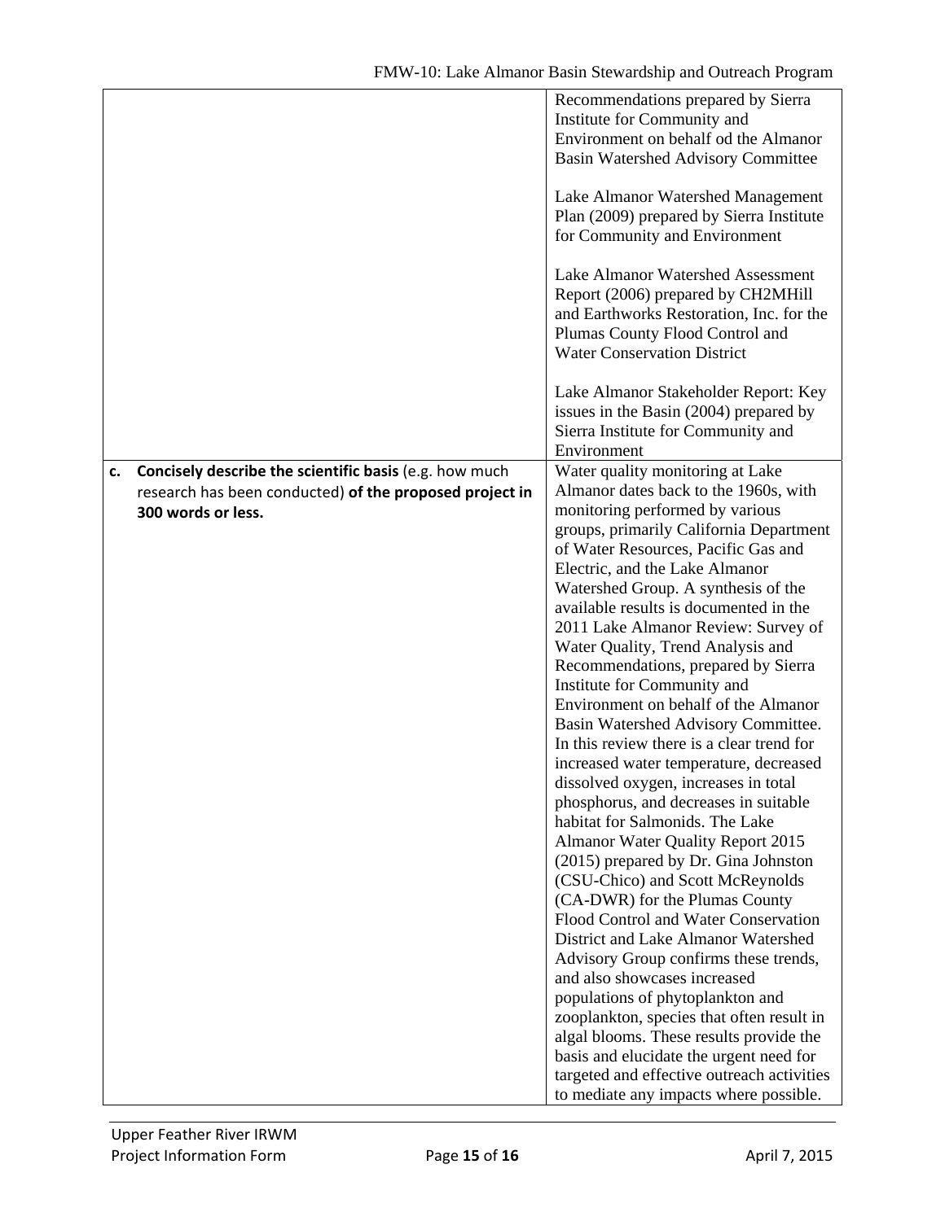| | |
|---|---|
| | Recommendations prepared by Sierra Institute for Community and Environment on behalf od the Almanor Basin Watershed Advisory Committee<br><br>Lake Almanor Watershed Management Plan (2009) prepared by Sierra Institute for Community and Environment<br><br>Lake Almanor Watershed Assessment Report (2006) prepared by CH2MHill and Earthworks Restoration, Inc. for the Plumas County Flood Control and Water Conservation District<br><br>Lake Almanor Stakeholder Report: Key issues in the Basin (2004) prepared by Sierra Institute for Community and Environment |
| **c. Concisely describe the scientific basis** (e.g. how much research has been conducted) **of the proposed project in 300 words or less.** | Water quality monitoring at Lake Almanor dates back to the 1960s, with monitoring performed by various groups, primarily California Department of Water Resources, Pacific Gas and Electric, and the Lake Almanor Watershed Group. A synthesis of the available results is documented in the 2011 Lake Almanor Review: Survey of Water Quality, Trend Analysis and Recommendations, prepared by Sierra Institute for Community and Environment on behalf of the Almanor Basin Watershed Advisory Committee. In this review there is a clear trend for increased water temperature, decreased dissolved oxygen, increases in total phosphorus, and decreases in suitable habitat for Salmonids. The Lake Almanor Water Quality Report 2015 (2015) prepared by Dr. Gina Johnston (CSU-Chico) and Scott McReynolds (CA-DWR) for the Plumas County Flood Control and Water Conservation District and Lake Almanor Watershed Advisory Group confirms these trends, and also showcases increased populations of phytoplankton and zooplankton, species that often result in algal blooms. These results provide the basis and elucidate the urgent need for targeted and effective outreach activities to mediate any impacts where possible. |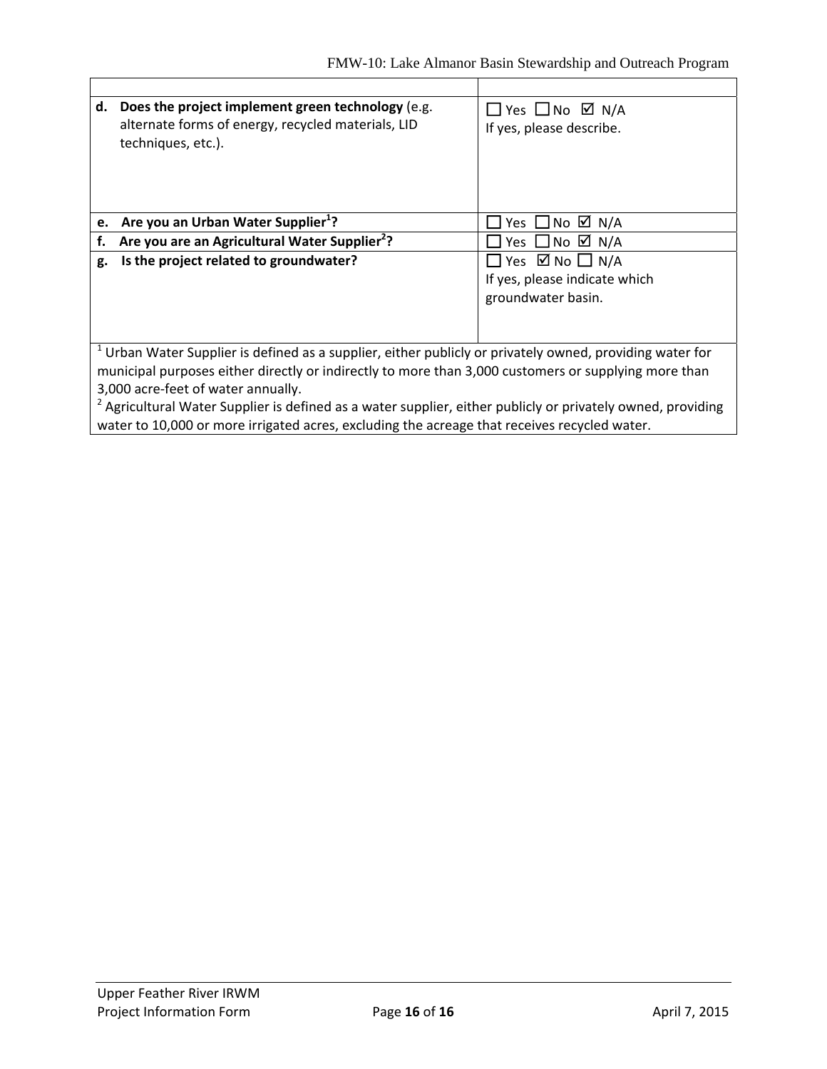| | |
|---|---|
| **d. Does the project implement green technology** (e.g. alternate forms of energy, recycled materials, LID techniques, etc.). | ☐ Yes ☐ No ☑ N/A<br>If yes, please describe. |
| **e. Are you an Urban Water Supplier[1]?** | ☐ Yes ☐ No ☑ N/A |
| **f. Are you are an Agricultural Water Supplier[2]?** | ☐ Yes ☐ No ☑ N/A |
| **g. Is the project related to groundwater?** | ☐ Yes ☑ No ☐ N/A<br>If yes, please indicate which groundwater basin. |

[1] Urban Water Supplier is defined as a supplier, either publicly or privately owned, providing water for municipal purposes either directly or indirectly to more than 3,000 customers or supplying more than 3,000 acre-feet of water annually.

[2] Agricultural Water Supplier is defined as a water supplier, either publicly or privately owned, providing water to 10,000 or more irrigated acres, excluding the acreage that receives recycled water.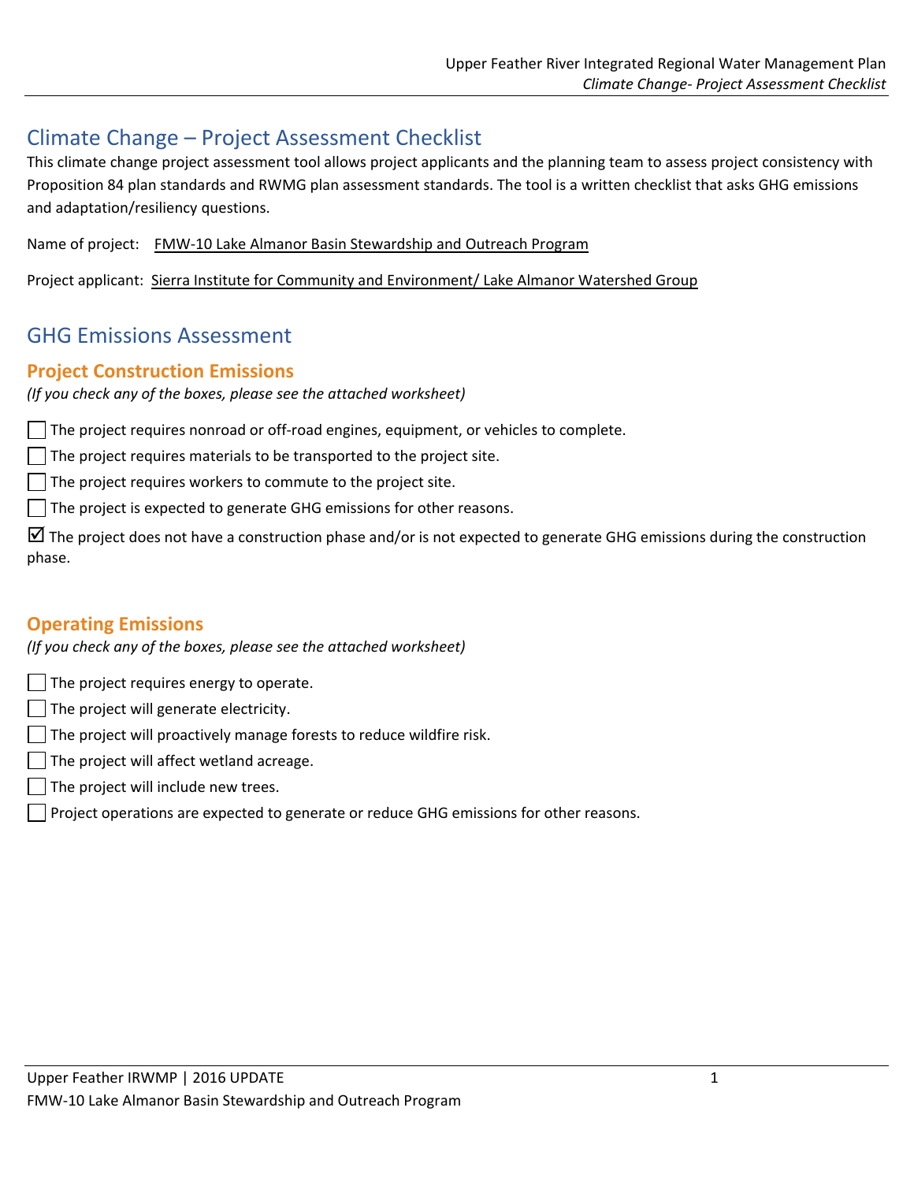# Climate Change – Project Assessment Checklist

This climate change project assessment tool allows project applicants and the planning team to assess project consistency with Proposition 84 plan standards and RWMG plan assessment standards. The tool is a written checklist that asks GHG emissions and adaptation/resiliency questions.

Name of project: FMW-10 Lake Almanor Basin Stewardship and Outreach Program

Project applicant: Sierra Institute for Community and Environment/ Lake Almanor Watershed Group

# GHG Emissions Assessment

## Project Construction Emissions

*(If you check any of the boxes, please see the attached worksheet)*

☐ The project requires nonroad or off-road engines, equipment, or vehicles to complete.

☐ The project requires materials to be transported to the project site.

☐ The project requires workers to commute to the project site.

☐ The project is expected to generate GHG emissions for other reasons.

☑ The project does not have a construction phase and/or is not expected to generate GHG emissions during the construction phase.

## Operating Emissions

*(If you check any of the boxes, please see the attached worksheet)*

☐ The project requires energy to operate.

☐ The project will generate electricity.

☐ The project will proactively manage forests to reduce wildfire risk.

☐ The project will affect wetland acreage.

☐ The project will include new trees.

☐ Project operations are expected to generate or reduce GHG emissions for other reasons.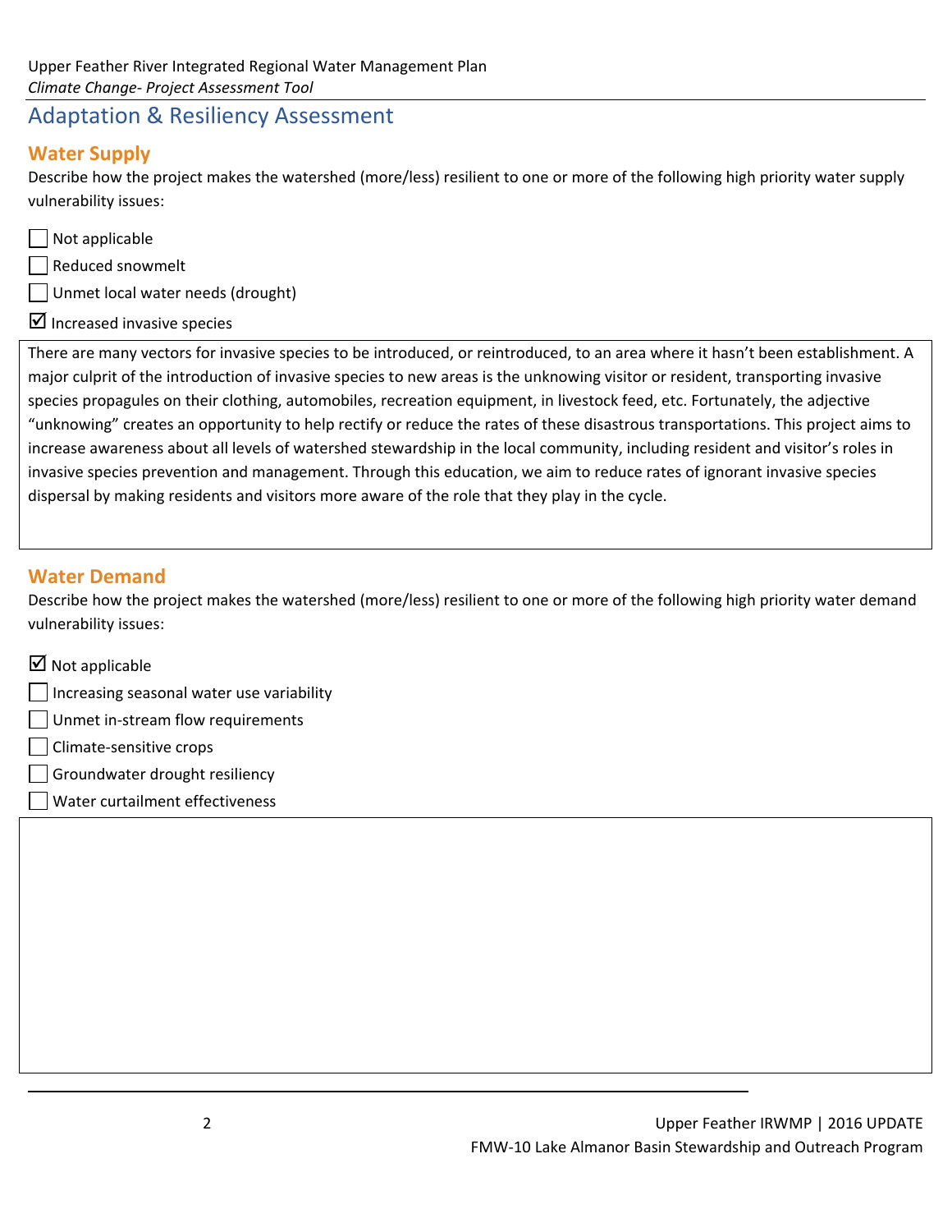# Adaptation & Resiliency Assessment

## Water Supply

Describe how the project makes the watershed (more/less) resilient to one or more of the following high priority water supply vulnerability issues:

- ☐ Not applicable
- ☐ Reduced snowmelt
- ☐ Unmet local water needs (drought)
- ☑ Increased invasive species

There are many vectors for invasive species to be introduced, or reintroduced, to an area where it hasn't been establishment. A major culprit of the introduction of invasive species to new areas is the unknowing visitor or resident, transporting invasive species propagules on their clothing, automobiles, recreation equipment, in livestock feed, etc. Fortunately, the adjective "unknowing" creates an opportunity to help rectify or reduce the rates of these disastrous transportations. This project aims to increase awareness about all levels of watershed stewardship in the local community, including resident and visitor's roles in invasive species prevention and management. Through this education, we aim to reduce rates of ignorant invasive species dispersal by making residents and visitors more aware of the role that they play in the cycle.

## Water Demand

Describe how the project makes the watershed (more/less) resilient to one or more of the following high priority water demand vulnerability issues:

- ☑ Not applicable
- ☐ Increasing seasonal water use variability
- ☐ Unmet in-stream flow requirements
- ☐ Climate-sensitive crops
- ☐ Groundwater drought resiliency
- ☐ Water curtailment effectiveness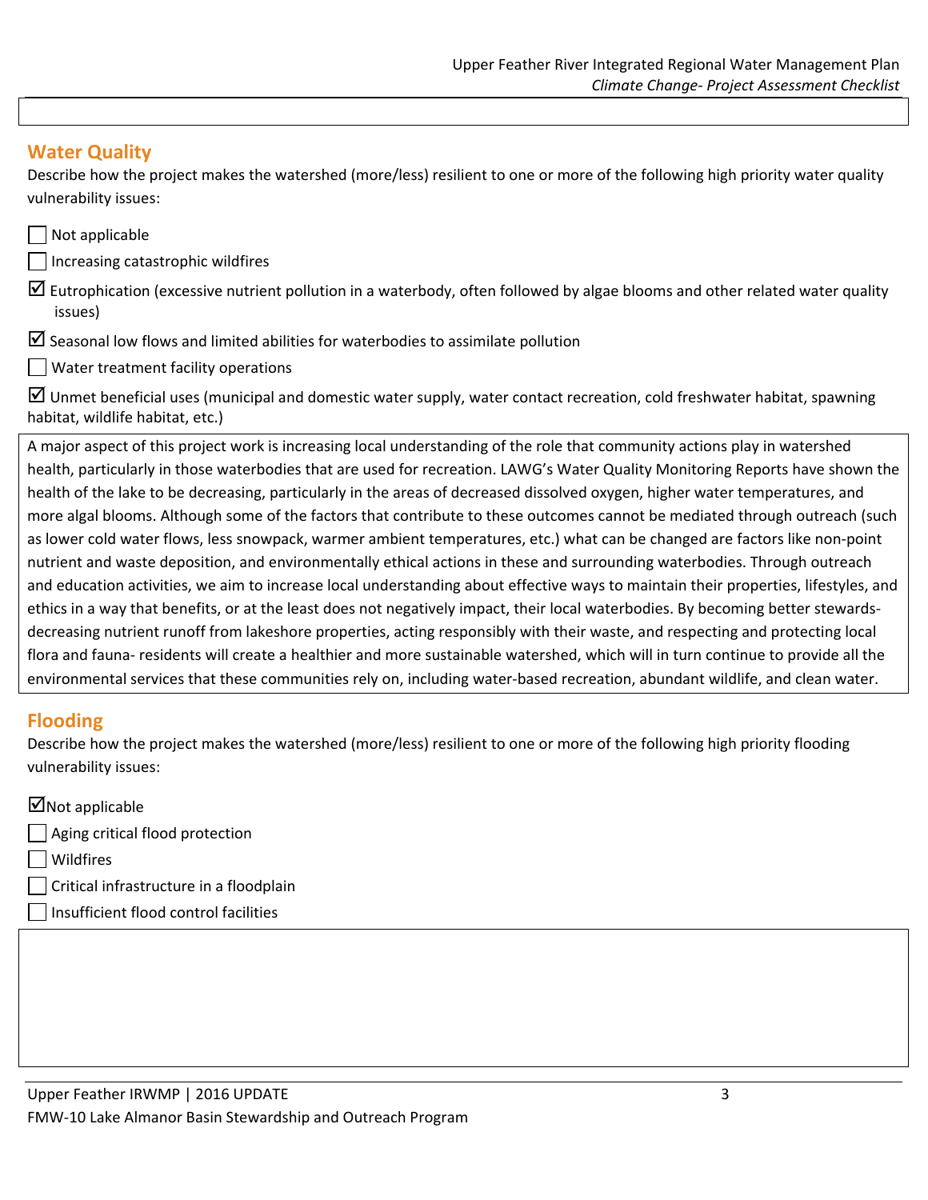## Water Quality

Describe how the project makes the watershed (more/less) resilient to one or more of the following high priority water quality vulnerability issues:

- ☐ Not applicable
- ☐ Increasing catastrophic wildfires
- ☑ Eutrophication (excessive nutrient pollution in a waterbody, often followed by algae blooms and other related water quality issues)
- ☑ Seasonal low flows and limited abilities for waterbodies to assimilate pollution
- ☐ Water treatment facility operations
- ☑ Unmet beneficial uses (municipal and domestic water supply, water contact recreation, cold freshwater habitat, spawning habitat, wildlife habitat, etc.)

A major aspect of this project work is increasing local understanding of the role that community actions play in watershed health, particularly in those waterbodies that are used for recreation. LAWG's Water Quality Monitoring Reports have shown the health of the lake to be decreasing, particularly in the areas of decreased dissolved oxygen, higher water temperatures, and more algal blooms. Although some of the factors that contribute to these outcomes cannot be mediated through outreach (such as lower cold water flows, less snowpack, warmer ambient temperatures, etc.) what can be changed are factors like non-point nutrient and waste deposition, and environmentally ethical actions in these and surrounding waterbodies. Through outreach and education activities, we aim to increase local understanding about effective ways to maintain their properties, lifestyles, and ethics in a way that benefits, or at the least does not negatively impact, their local waterbodies. By becoming better stewards- decreasing nutrient runoff from lakeshore properties, acting responsibly with their waste, and respecting and protecting local flora and fauna- residents will create a healthier and more sustainable watershed, which will in turn continue to provide all the environmental services that these communities rely on, including water-based recreation, abundant wildlife, and clean water.

## Flooding

Describe how the project makes the watershed (more/less) resilient to one or more of the following high priority flooding vulnerability issues:

- ☑ Not applicable
- ☐ Aging critical flood protection
- ☐ Wildfires
- ☐ Critical infrastructure in a floodplain
- ☐ Insufficient flood control facilities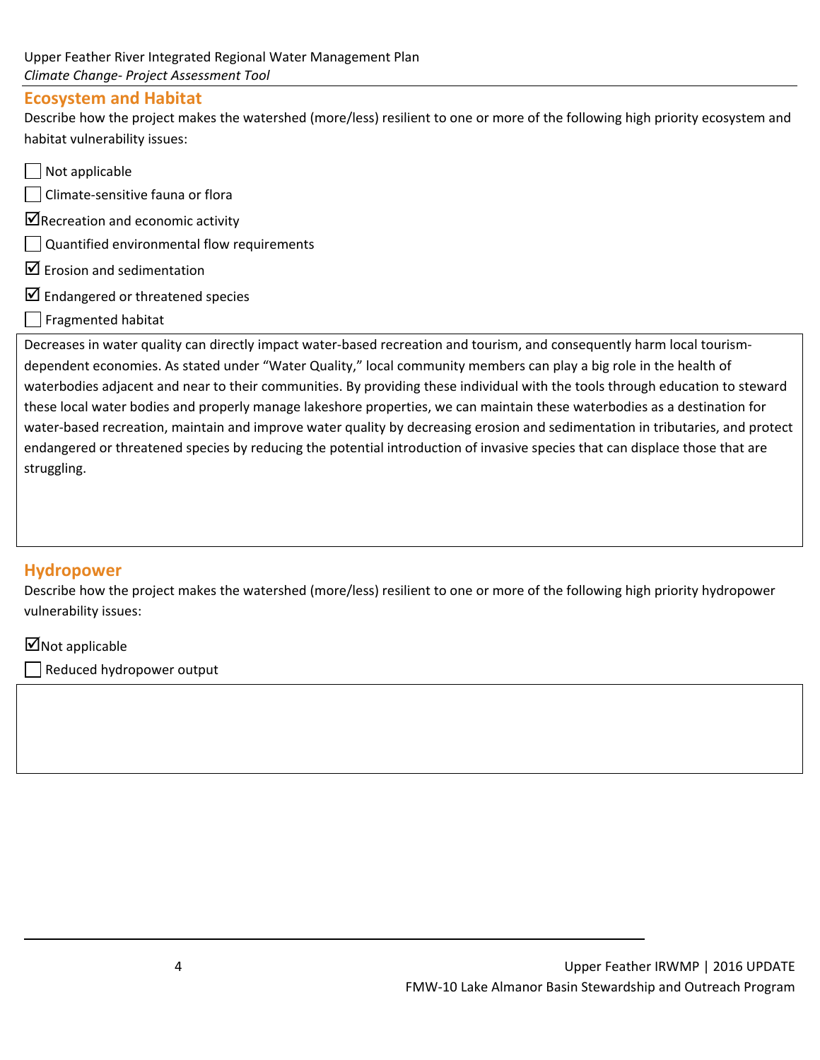## Ecosystem and Habitat

Describe how the project makes the watershed (more/less) resilient to one or more of the following high priority ecosystem and habitat vulnerability issues:

- ☐ Not applicable
- ☐ Climate-sensitive fauna or flora
- ☑ Recreation and economic activity
- ☐ Quantified environmental flow requirements
- ☑ Erosion and sedimentation
- ☑ Endangered or threatened species
- ☐ Fragmented habitat

Decreases in water quality can directly impact water-based recreation and tourism, and consequently harm local tourism-dependent economies. As stated under "Water Quality," local community members can play a big role in the health of waterbodies adjacent and near to their communities. By providing these individual with the tools through education to steward these local water bodies and properly manage lakeshore properties, we can maintain these waterbodies as a destination for water-based recreation, maintain and improve water quality by decreasing erosion and sedimentation in tributaries, and protect endangered or threatened species by reducing the potential introduction of invasive species that can displace those that are struggling.

## Hydropower

Describe how the project makes the watershed (more/less) resilient to one or more of the following high priority hydropower vulnerability issues:

- ☑ Not applicable
- ☐ Reduced hydropower output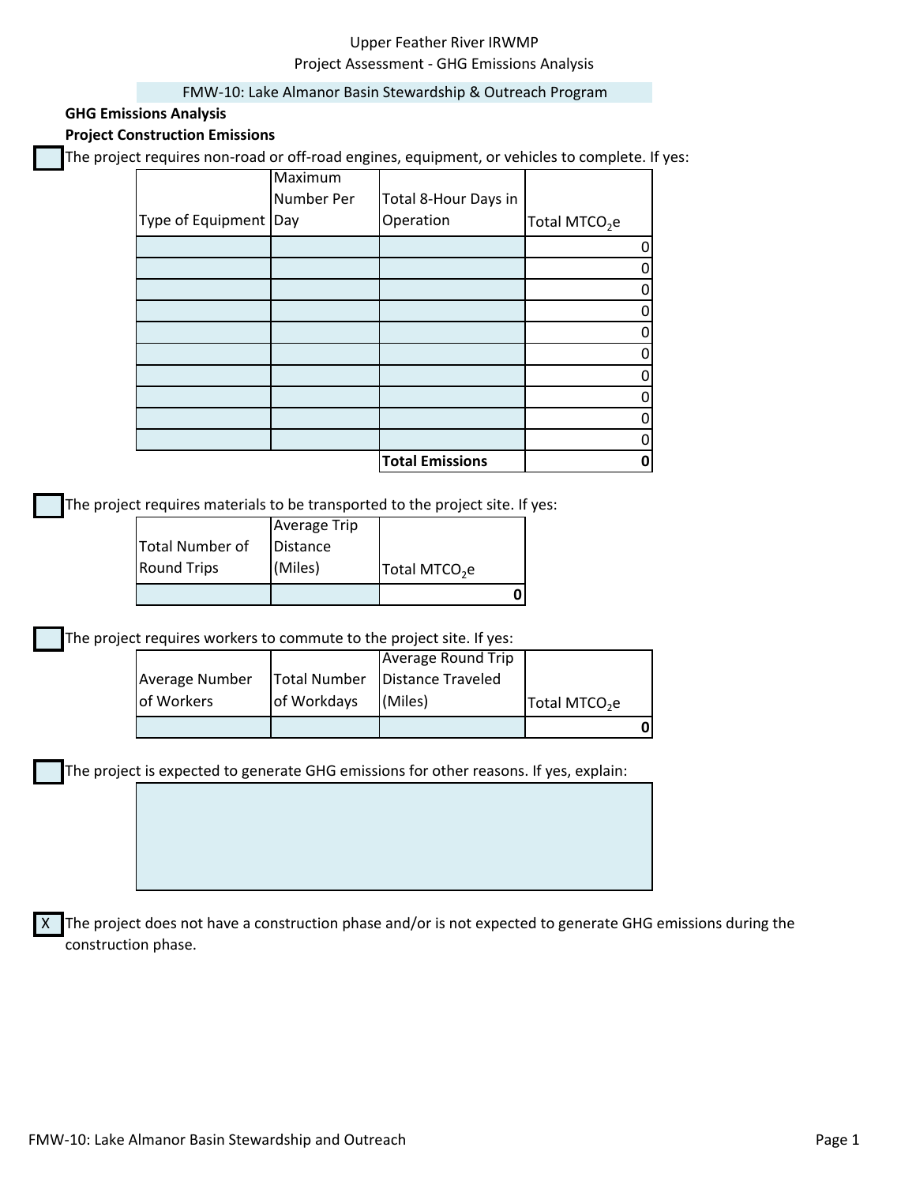Upper Feather River IRWMP
Project Assessment - GHG Emissions Analysis

FMW-10: Lake Almanor Basin Stewardship & Outreach Program

**GHG Emissions Analysis**

**Project Construction Emissions**

[ ] The project requires non-road or off-road engines, equipment, or vehicles to complete. If yes:

| Type of Equipment | Maximum Number Per Day | Total 8-Hour Days in Operation | Total $MTCO_2e$ |
|---|---|---|---|
| | | | 0 |
| | | | 0 |
| | | | 0 |
| | | | 0 |
| | | | 0 |
| | | | 0 |
| | | | 0 |
| | | | 0 |
| | | | 0 |
| | | | 0 |
| | | **Total Emissions** | **0** |

[ ] The project requires materials to be transported to the project site. If yes:

| Total Number of Round Trips | Average Trip Distance (Miles) | Total $MTCO_2e$ |
|---|---|---|
| | | **0** |

[ ] The project requires workers to commute to the project site. If yes:

| Average Number of Workers | Total Number of Workdays | Average Round Trip Distance Traveled (Miles) | Total $MTCO_2e$ |
|---|---|---|---|
| | | | **0** |

[ ] The project is expected to generate GHG emissions for other reasons. If yes, explain:

[X] The project does not have a construction phase and/or is not expected to generate GHG emissions during the construction phase.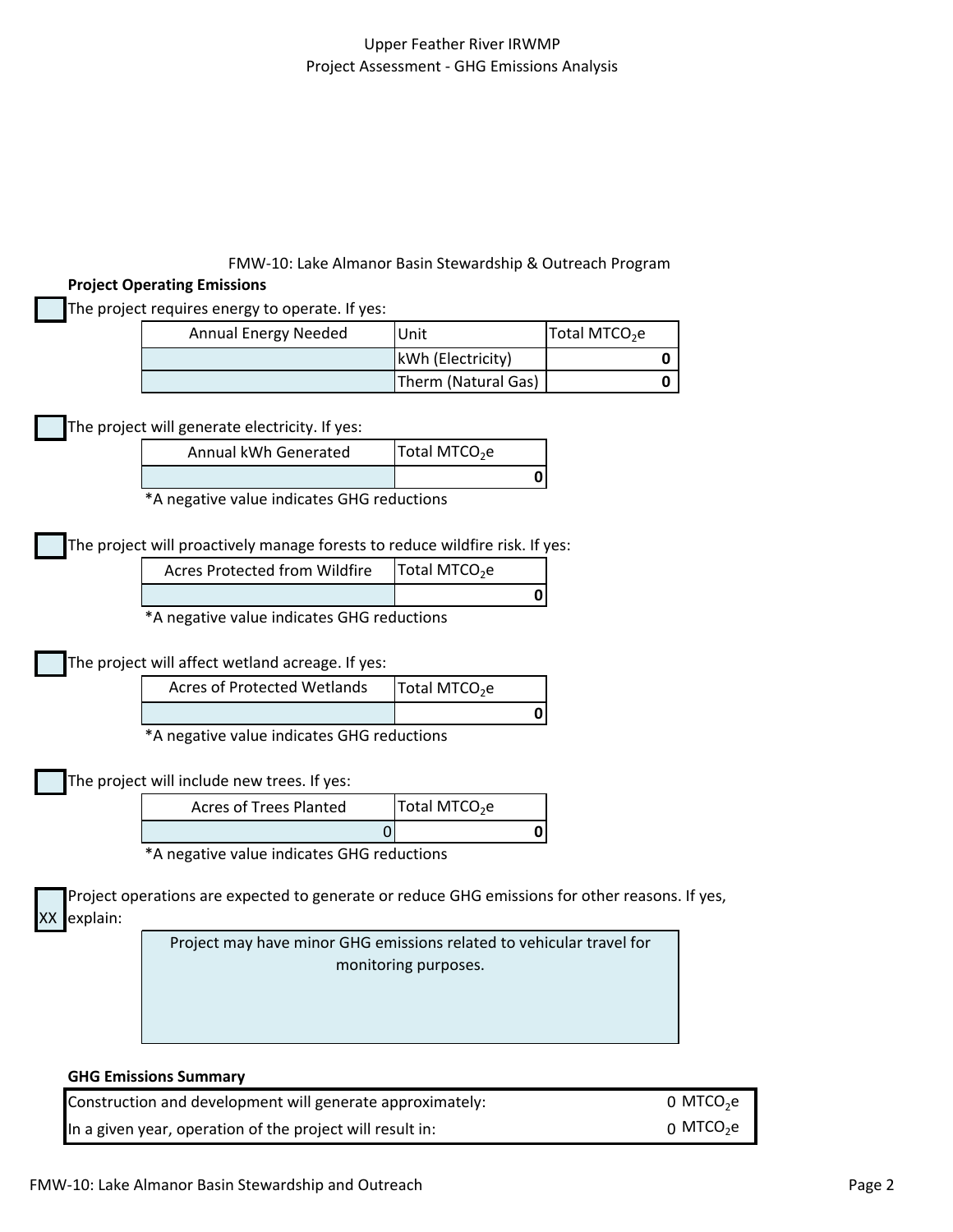FMW-10: Lake Almanor Basin Stewardship & Outreach Program

**Project Operating Emissions**

☐ The project requires energy to operate. If yes:

| Annual Energy Needed | Unit | Total $MTCO_2e$ |
|---|---|---|
| | kWh (Electricity) | **0** |
| | Therm (Natural Gas) | **0** |

☐ The project will generate electricity. If yes:

| Annual kWh Generated | Total $MTCO_2e$ |
|---|---|
| | **0** |

*A negative value indicates GHG reductions

☐ The project will proactively manage forests to reduce wildfire risk. If yes:

| Acres Protected from Wildfire | Total $MTCO_2e$ |
|---|---|
| | **0** |

*A negative value indicates GHG reductions

☐ The project will affect wetland acreage. If yes:

| Acres of Protected Wetlands | Total $MTCO_2e$ |
|---|---|
| | **0** |

*A negative value indicates GHG reductions

☐ The project will include new trees. If yes:

| Acres of Trees Planted | Total $MTCO_2e$ |
|---|---|
| 0 | **0** |

*A negative value indicates GHG reductions

XX Project operations are expected to generate or reduce GHG emissions for other reasons. If yes, explain:

Project may have minor GHG emissions related to vehicular travel for monitoring purposes.

**GHG Emissions Summary**

| | |
|---|---|
| Construction and development will generate approximately: | 0 $MTCO_2e$ |
| In a given year, operation of the project will result in: | 0 $MTCO_2e$ |